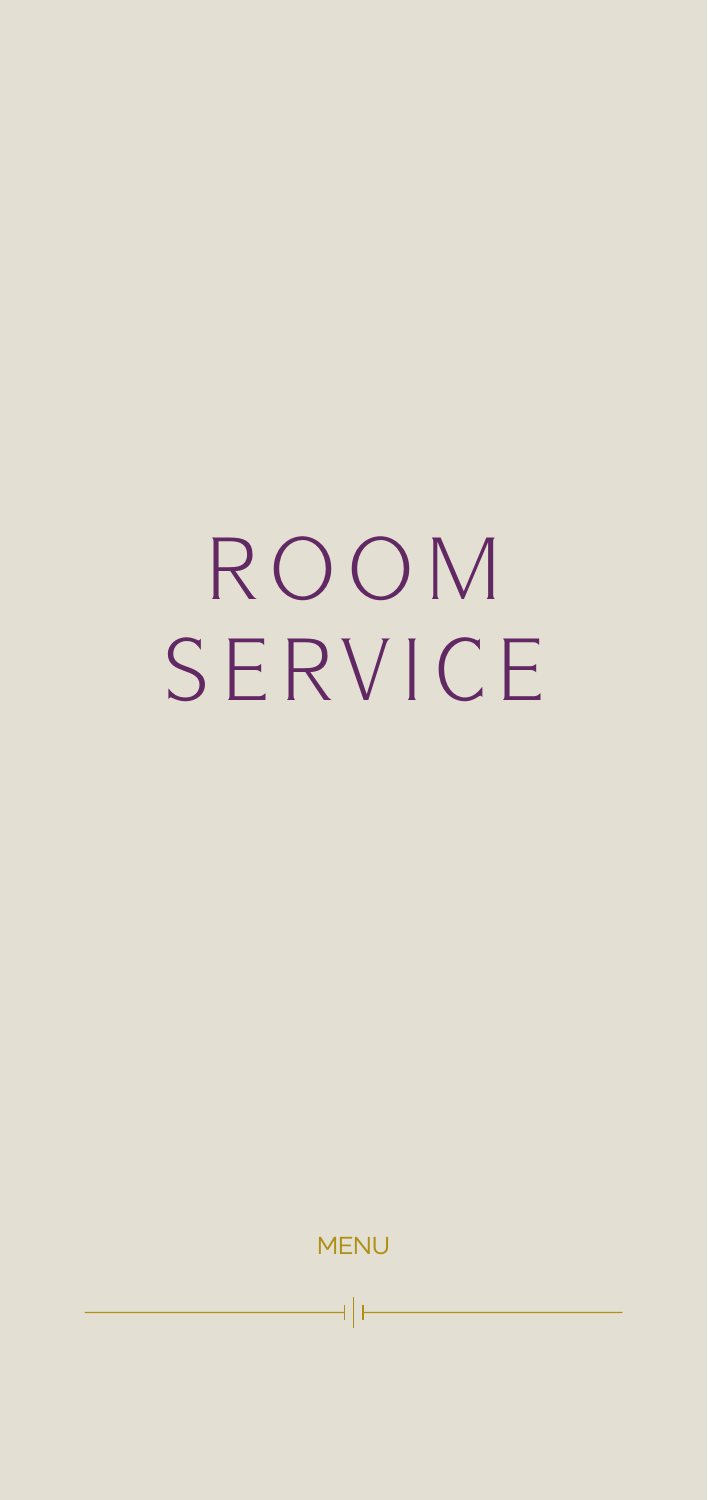# ROOM SERVICE

MENU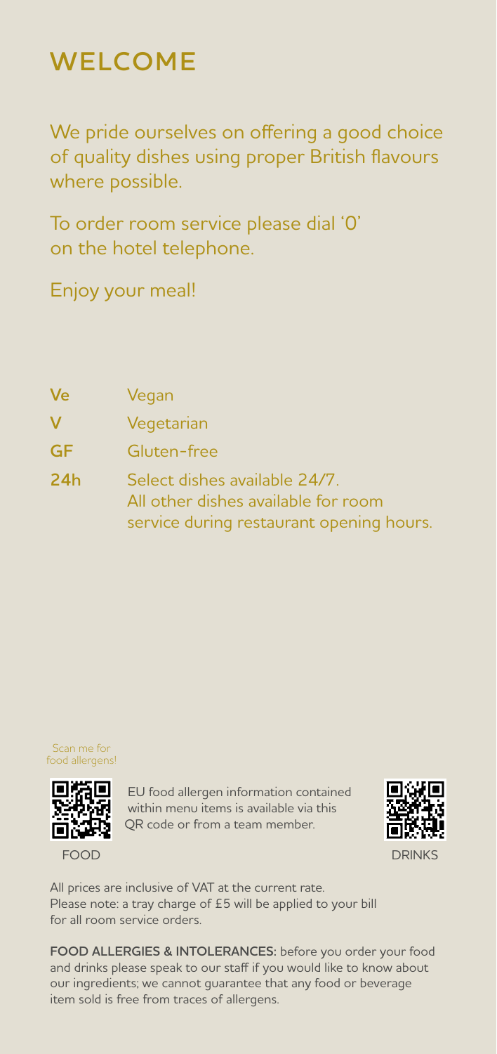# WELCOME

We pride ourselves on offering a good choice of quality dishes using proper British flavours where possible.

To order room service please dial '0' on the hotel telephone.

Enjoy your meal!

| | |
|---|---|
| **Ve** | Vegan |
| **V** | Vegetarian |
| **GF** | Gluten-free |
| **24h** | Select dishes available 24/7. All other dishes available for room service during restaurant opening hours. |

Scan me for food allergens!

EU food allergen information contained within menu items is available via this QR code or from a team member.

FOOD

DRINKS

All prices are inclusive of VAT at the current rate. Please note: a tray charge of £5 will be applied to your bill for all room service orders.

**FOOD ALLERGIES & INTOLERANCES:** before you order your food and drinks please speak to our staff if you would like to know about our ingredients; we cannot guarantee that any food or beverage item sold is free from traces of allergens.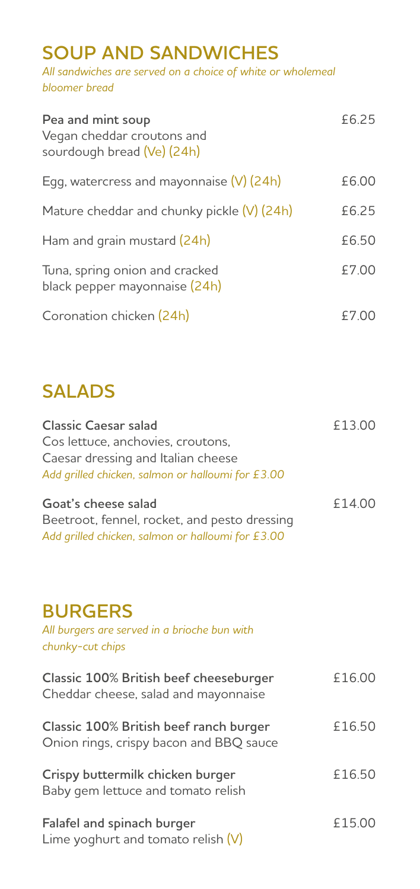## SOUP AND SANDWICHES

*All sandwiches are served on a choice of white or wholemeal bloomer bread*

**Pea and mint soup** £6.25
Vegan cheddar croutons and sourdough bread (Ve) (24h)

Egg, watercress and mayonnaise (V) (24h) £6.00

Mature cheddar and chunky pickle (V) (24h) £6.25

Ham and grain mustard (24h) £6.50

Tuna, spring onion and cracked black pepper mayonnaise (24h) £7.00

Coronation chicken (24h) £7.00

## SALADS

**Classic Caesar salad** £13.00
Cos lettuce, anchovies, croutons, Caesar dressing and Italian cheese
*Add grilled chicken, salmon or halloumi for £3.00*

**Goat's cheese salad** £14.00
Beetroot, fennel, rocket, and pesto dressing
*Add grilled chicken, salmon or halloumi for £3.00*

## BURGERS

*All burgers are served in a brioche bun with chunky-cut chips*

**Classic 100% British beef cheeseburger** £16.00
Cheddar cheese, salad and mayonnaise

**Classic 100% British beef ranch burger** £16.50
Onion rings, crispy bacon and BBQ sauce

**Crispy buttermilk chicken burger** £16.50
Baby gem lettuce and tomato relish

**Falafel and spinach burger** £15.00
Lime yoghurt and tomato relish (V)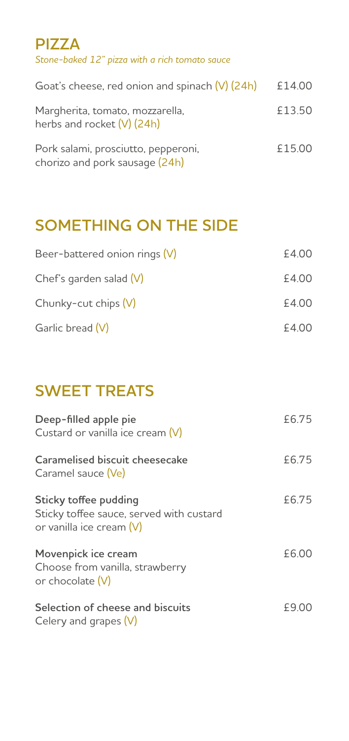## PIZZA

*Stone-baked 12" pizza with a rich tomato sauce*

| | |
|---|---|
| Goat's cheese, red onion and spinach (V) (24h) | £14.00 |
| Margherita, tomato, mozzarella, herbs and rocket (V) (24h) | £13.50 |
| Pork salami, prosciutto, pepperoni, chorizo and pork sausage (24h) | £15.00 |

## SOMETHING ON THE SIDE

| | |
|---|---|
| Beer-battered onion rings (V) | £4.00 |
| Chef's garden salad (V) | £4.00 |
| Chunky-cut chips (V) | £4.00 |
| Garlic bread (V) | £4.00 |

## SWEET TREATS

| | |
|---|---|
| **Deep-filled apple pie**<br>Custard or vanilla ice cream (V) | £6.75 |
| **Caramelised biscuit cheesecake**<br>Caramel sauce (Ve) | £6.75 |
| **Sticky toffee pudding**<br>Sticky toffee sauce, served with custard or vanilla ice cream (V) | £6.75 |
| **Movenpick ice cream**<br>Choose from vanilla, strawberry or chocolate (V) | £6.00 |
| **Selection of cheese and biscuits**<br>Celery and grapes (V) | £9.00 |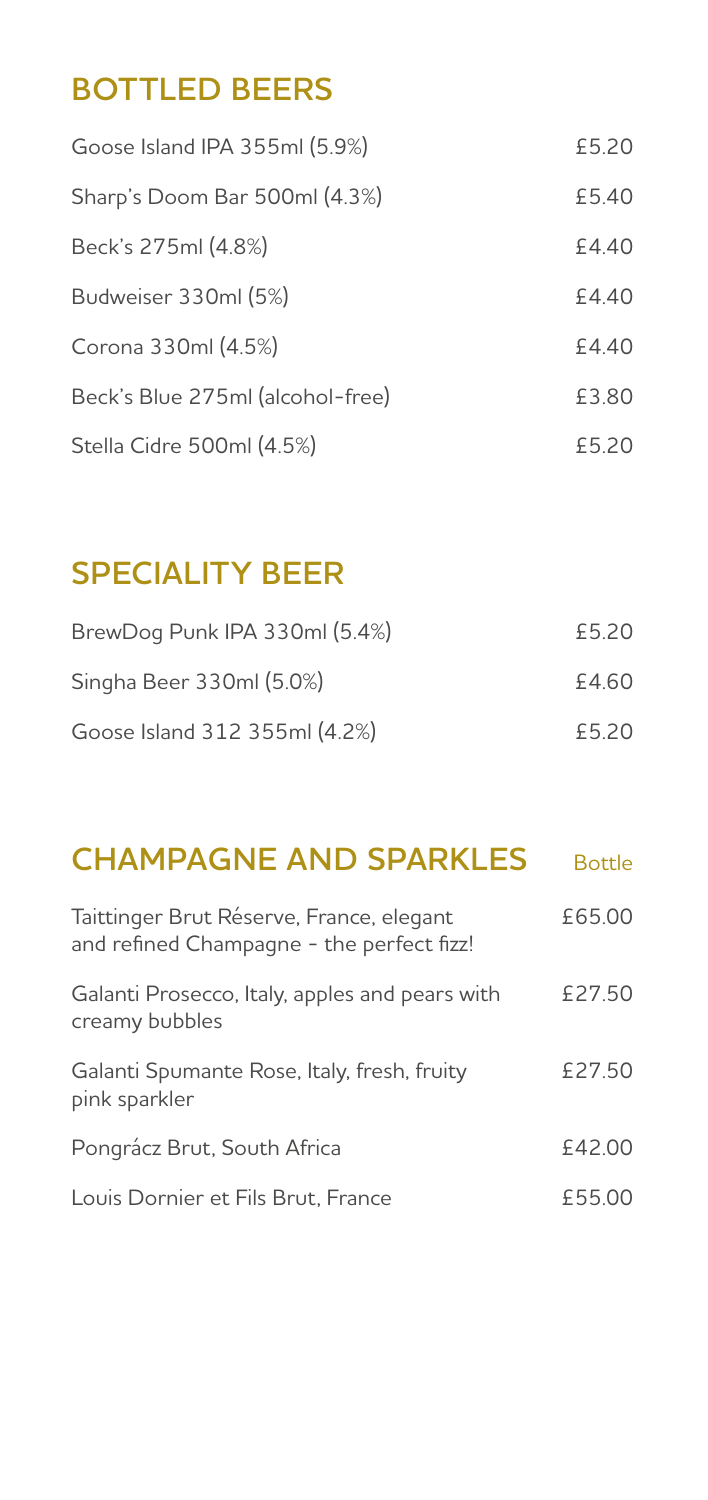## BOTTLED BEERS

| | |
|---|---|
| Goose Island IPA 355ml (5.9%) | £5.20 |
| Sharp's Doom Bar 500ml (4.3%) | £5.40 |
| Beck's 275ml (4.8%) | £4.40 |
| Budweiser 330ml (5%) | £4.40 |
| Corona 330ml (4.5%) | £4.40 |
| Beck's Blue 275ml (alcohol-free) | £3.80 |
| Stella Cidre 500ml (4.5%) | £5.20 |

## SPECIALITY BEER

| | |
|---|---|
| BrewDog Punk IPA 330ml (5.4%) | £5.20 |
| Singha Beer 330ml (5.0%) | £4.60 |
| Goose Island 312 355ml (4.2%) | £5.20 |

## CHAMPAGNE AND SPARKLES

| | Bottle |
|---|---|
| Taittinger Brut Réserve, France, elegant and refined Champagne - the perfect fizz! | £65.00 |
| Galanti Prosecco, Italy, apples and pears with creamy bubbles | £27.50 |
| Galanti Spumante Rose, Italy, fresh, fruity pink sparkler | £27.50 |
| Pongrácz Brut, South Africa | £42.00 |
| Louis Dornier et Fils Brut, France | £55.00 |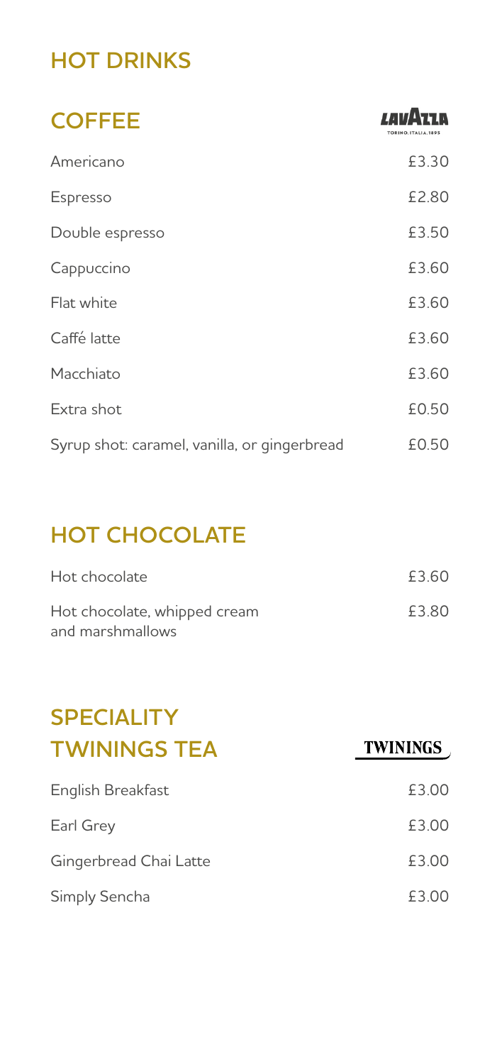# HOT DRINKS

## COFFEE

LAVAZZA
TORINO, ITALIA, 1895

| | |
|---|---|
| Americano | £3.30 |
| Espresso | £2.80 |
| Double espresso | £3.50 |
| Cappuccino | £3.60 |
| Flat white | £3.60 |
| Caffé latte | £3.60 |
| Macchiato | £3.60 |
| Extra shot | £0.50 |
| Syrup shot: caramel, vanilla, or gingerbread | £0.50 |

## HOT CHOCOLATE

| | |
|---|---|
| Hot chocolate | £3.60 |
| Hot chocolate, whipped cream and marshmallows | £3.80 |

## SPECIALITY TWININGS TEA

TWININGS

| | |
|---|---|
| English Breakfast | £3.00 |
| Earl Grey | £3.00 |
| Gingerbread Chai Latte | £3.00 |
| Simply Sencha | £3.00 |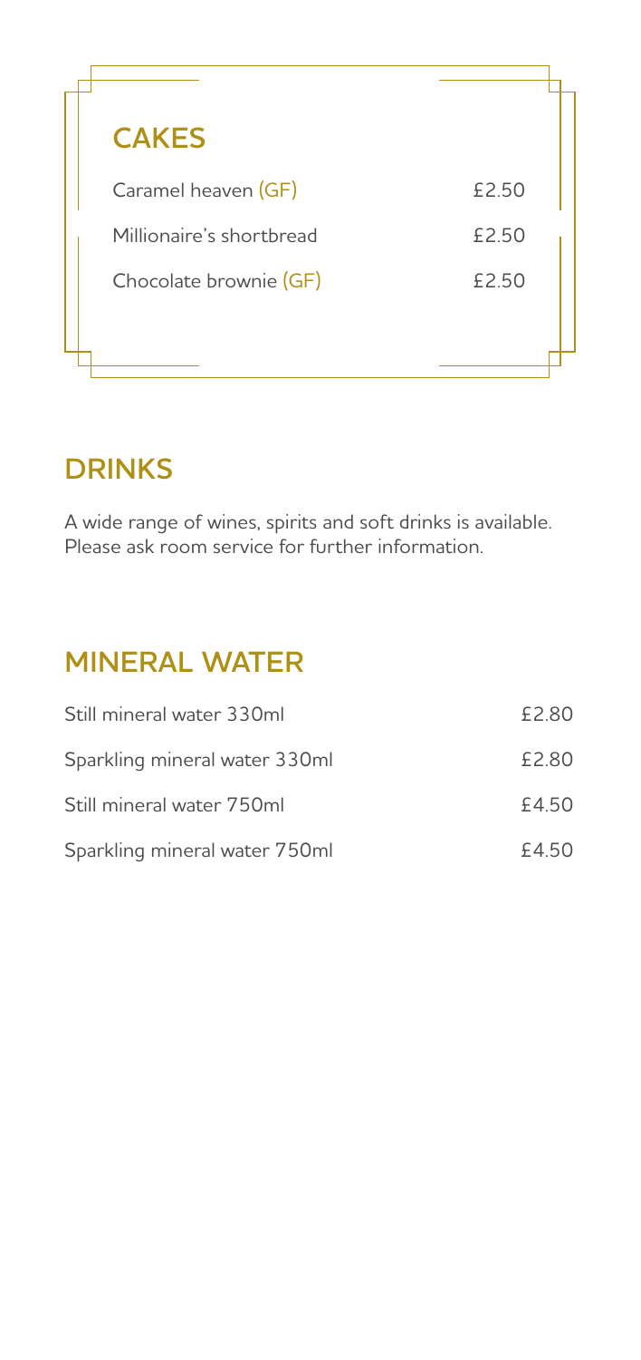## CAKES

| Item | Price |
| --- | --- |
| Caramel heaven (GF) | £2.50 |
| Millionaire's shortbread | £2.50 |
| Chocolate brownie (GF) | £2.50 |

## DRINKS

A wide range of wines, spirits and soft drinks is available. Please ask room service for further information.

## MINERAL WATER

| Item | Price |
| --- | --- |
| Still mineral water 330ml | £2.80 |
| Sparkling mineral water 330ml | £2.80 |
| Still mineral water 750ml | £4.50 |
| Sparkling mineral water 750ml | £4.50 |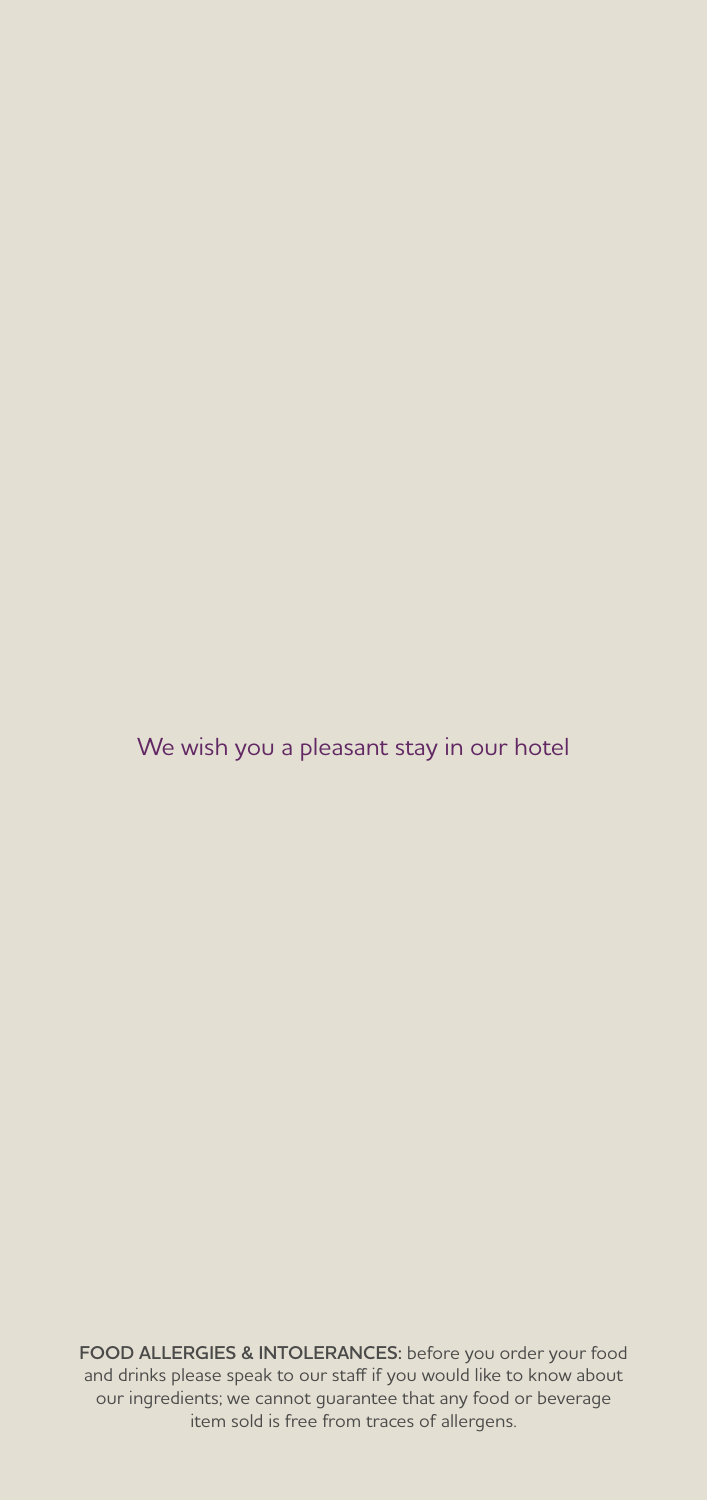We wish you a pleasant stay in our hotel

**FOOD ALLERGIES & INTOLERANCES:** before you order your food and drinks please speak to our staff if you would like to know about our ingredients; we cannot guarantee that any food or beverage item sold is free from traces of allergens.